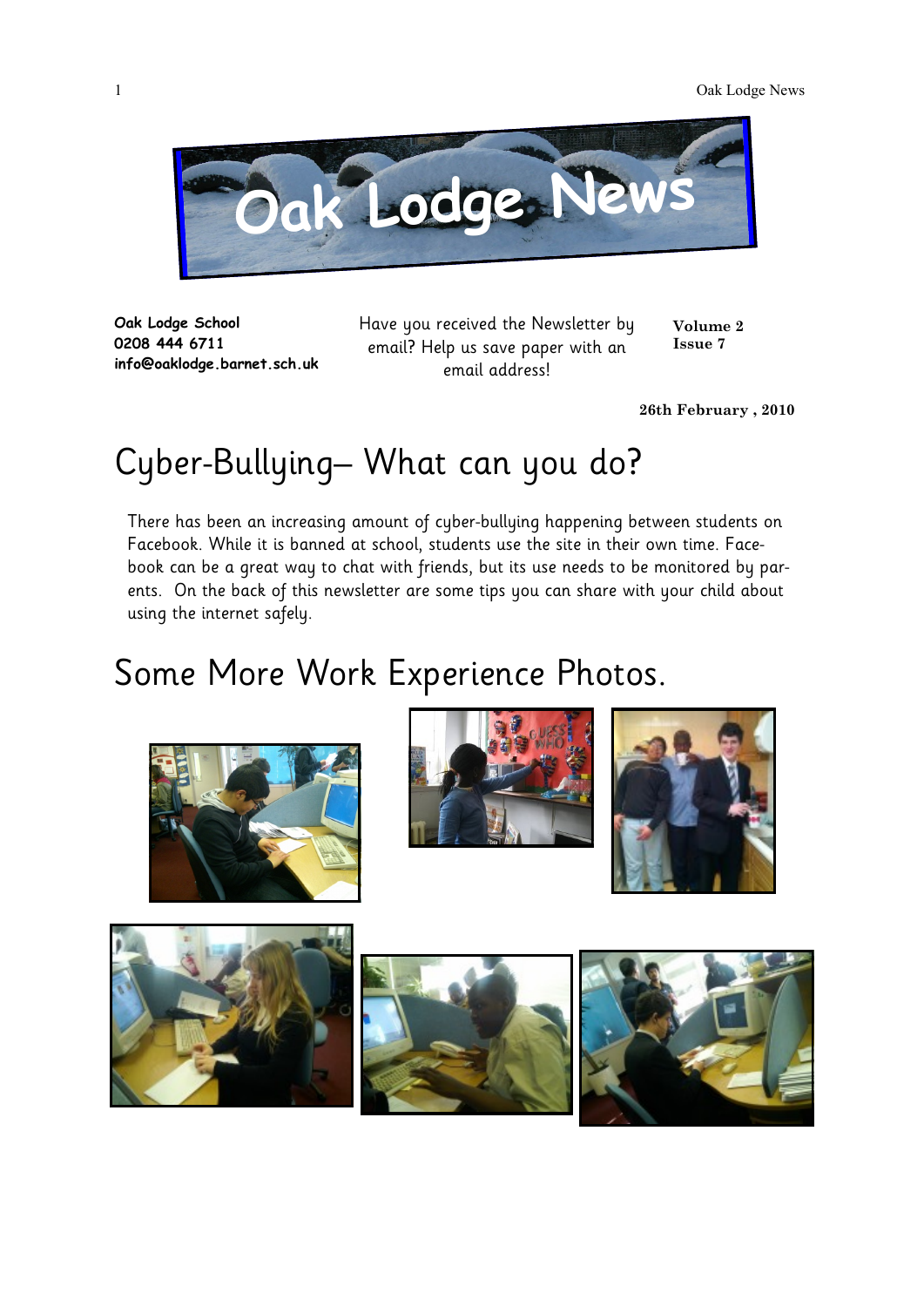# Oak Lodge News

**Oak Lodge School**
**0208 444 6711**
**info@oaklodge.barnet.sch.uk**

Have you received the Newsletter by email? Help us save paper with an email address!

**Volume 2**
**Issue 7**

**26th February , 2010**

## Cyber-Bullying– What can you do?

There has been an increasing amount of cyber-bullying happening between students on Facebook. While it is banned at school, students use the site in their own time. Facebook can be a great way to chat with friends, but its use needs to be monitored by parents. On the back of this newsletter are some tips you can share with your child about using the internet safely.

## Some More Work Experience Photos.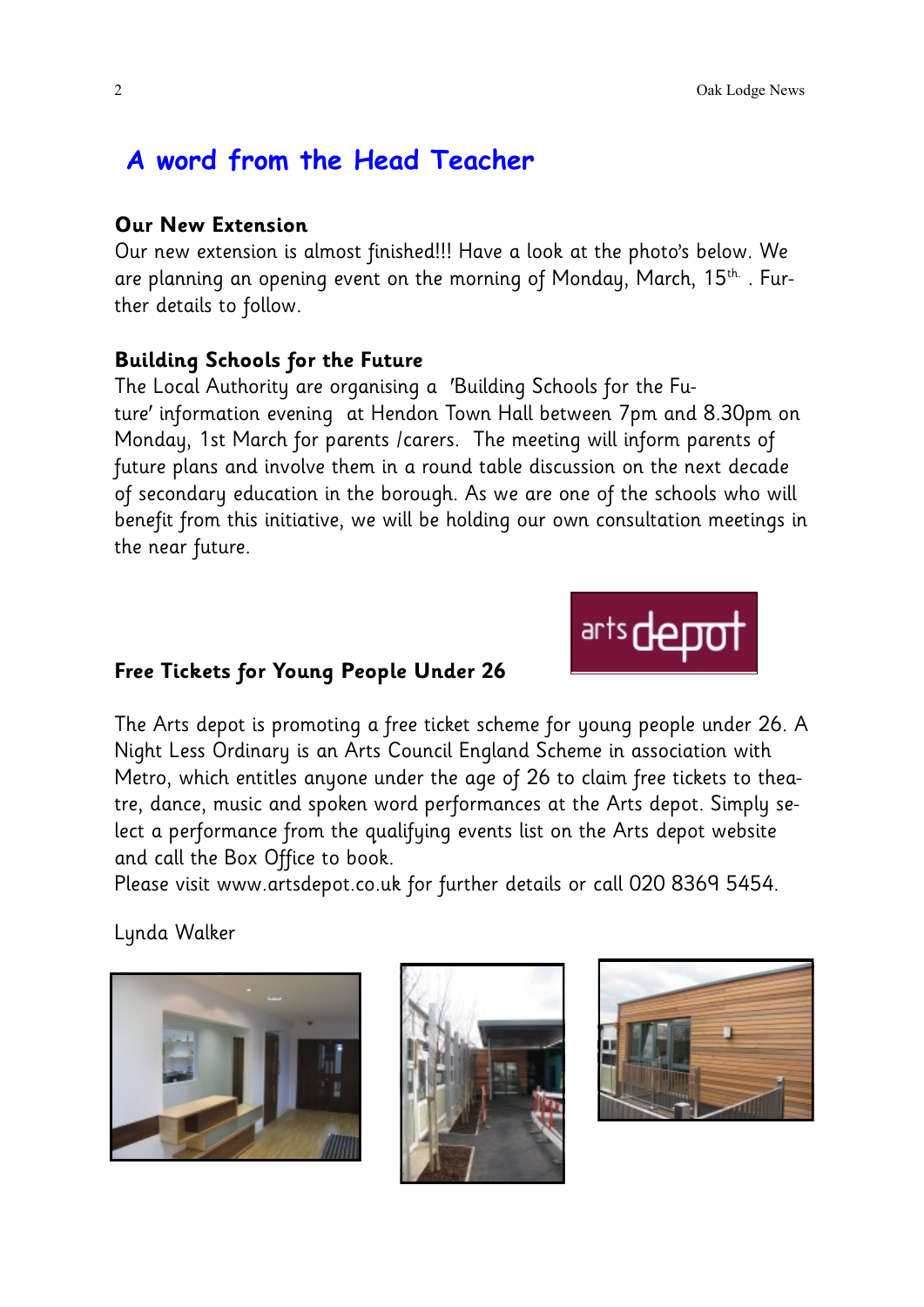## A word from the Head Teacher

**Our New Extension**

Our new extension is almost finished!!! Have a look at the photo's below. We are planning an opening event on the morning of Monday, March, 15$^{th}$. Further details to follow.

**Building Schools for the Future**

The Local Authority are organising a 'Building Schools for the Future' information evening at Hendon Town Hall between 7pm and 8.30pm on Monday, 1st March for parents /carers. The meeting will inform parents of future plans and involve them in a round table discussion on the next decade of secondary education in the borough. As we are one of the schools who will benefit from this initiative, we will be holding our own consultation meetings in the near future.

**Free Tickets for Young People Under 26**

The Arts depot is promoting a free ticket scheme for young people under 26. A Night Less Ordinary is an Arts Council England Scheme in association with Metro, which entitles anyone under the age of 26 to claim free tickets to theatre, dance, music and spoken word performances at the Arts depot. Simply select a performance from the qualifying events list on the Arts depot website and call the Box Office to book.

Please visit www.artsdepot.co.uk for further details or call 020 8369 5454.

Lynda Walker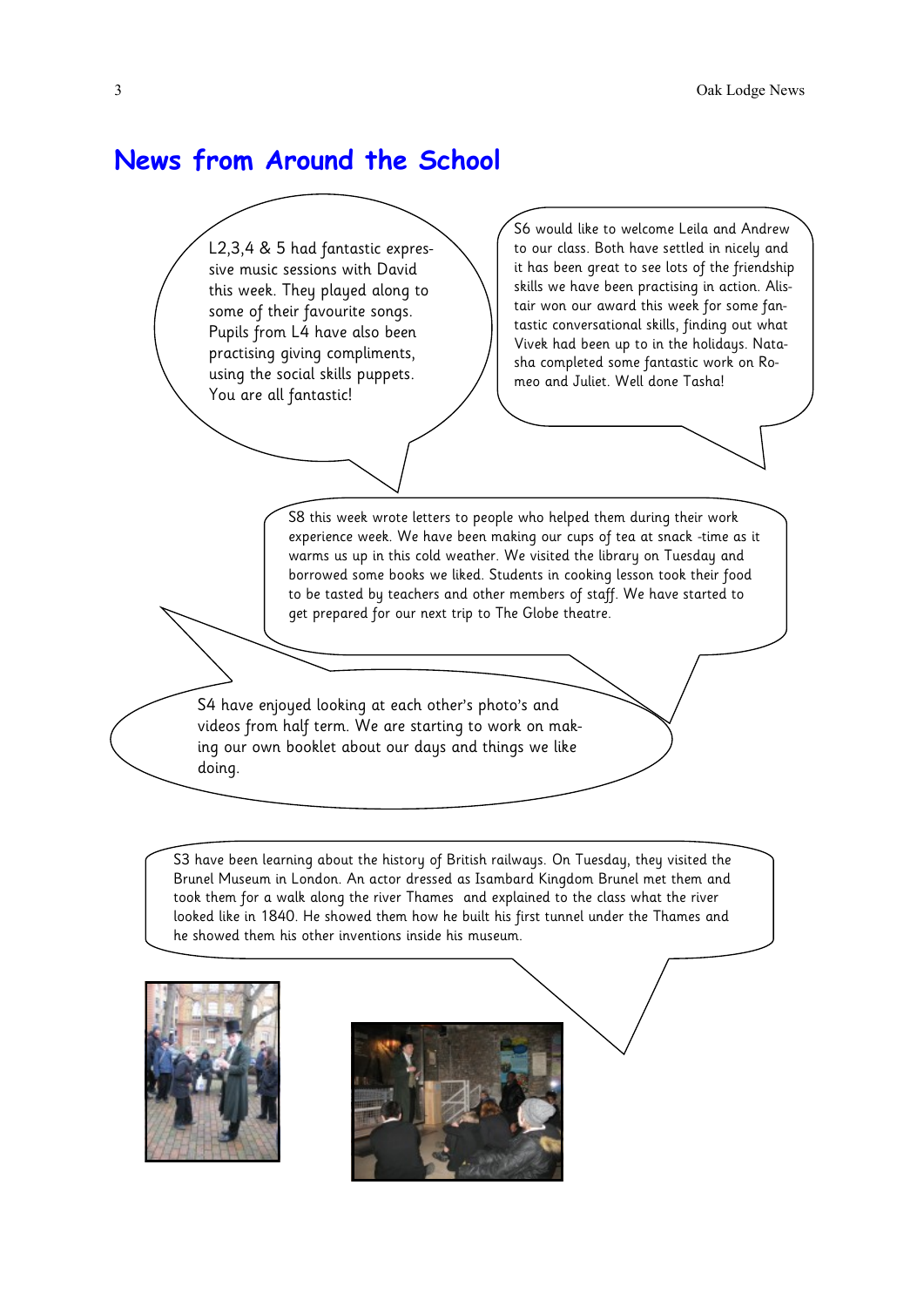# News from Around the School

L2,3,4 & 5 had fantastic expressive music sessions with David this week. They played along to some of their favourite songs. Pupils from L4 have also been practising giving compliments, using the social skills puppets. You are all fantastic!

S6 would like to welcome Leila and Andrew to our class. Both have settled in nicely and it has been great to see lots of the friendship skills we have been practising in action. Alistair won our award this week for some fantastic conversational skills, finding out what Vivek had been up to in the holidays. Natasha completed some fantastic work on Romeo and Juliet. Well done Tasha!

S8 this week wrote letters to people who helped them during their work experience week. We have been making our cups of tea at snack -time as it warms us up in this cold weather. We visited the library on Tuesday and borrowed some books we liked. Students in cooking lesson took their food to be tasted by teachers and other members of staff. We have started to get prepared for our next trip to The Globe theatre.

S4 have enjoyed looking at each other's photo's and videos from half term. We are starting to work on making our own booklet about our days and things we like doing.

S3 have been learning about the history of British railways. On Tuesday, they visited the Brunel Museum in London. An actor dressed as Isambard Kingdom Brunel met them and took them for a walk along the river Thames and explained to the class what the river looked like in 1840. He showed them how he built his first tunnel under the Thames and he showed them his other inventions inside his museum.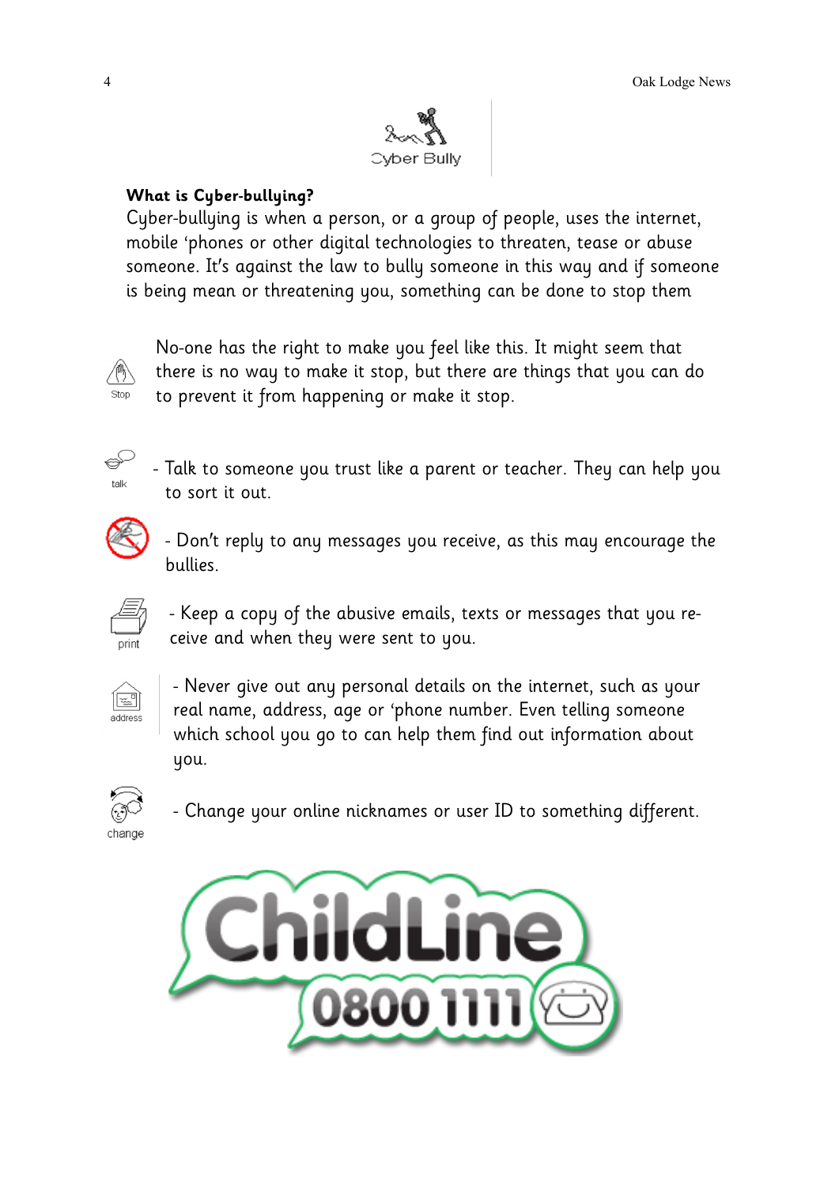Cyber Bully

**What is Cyber-bullying?**

Cyber-bullying is when a person, or a group of people, uses the internet, mobile 'phones or other digital technologies to threaten, tease or abuse someone. It's against the law to bully someone in this way and if someone is being mean or threatening you, something can be done to stop them

No-one has the right to make you feel like this. It might seem that there is no way to make it stop, but there are things that you can do to prevent it from happening or make it stop.

- Talk to someone you trust like a parent or teacher. They can help you to sort it out.
- Don't reply to any messages you receive, as this may encourage the bullies.
- Keep a copy of the abusive emails, texts or messages that you receive and when they were sent to you.
- Never give out any personal details on the internet, such as your real name, address, age or 'phone number. Even telling someone which school you go to can help them find out information about you.
- Change your online nicknames or user ID to something different.

ChildLine 0800 1111